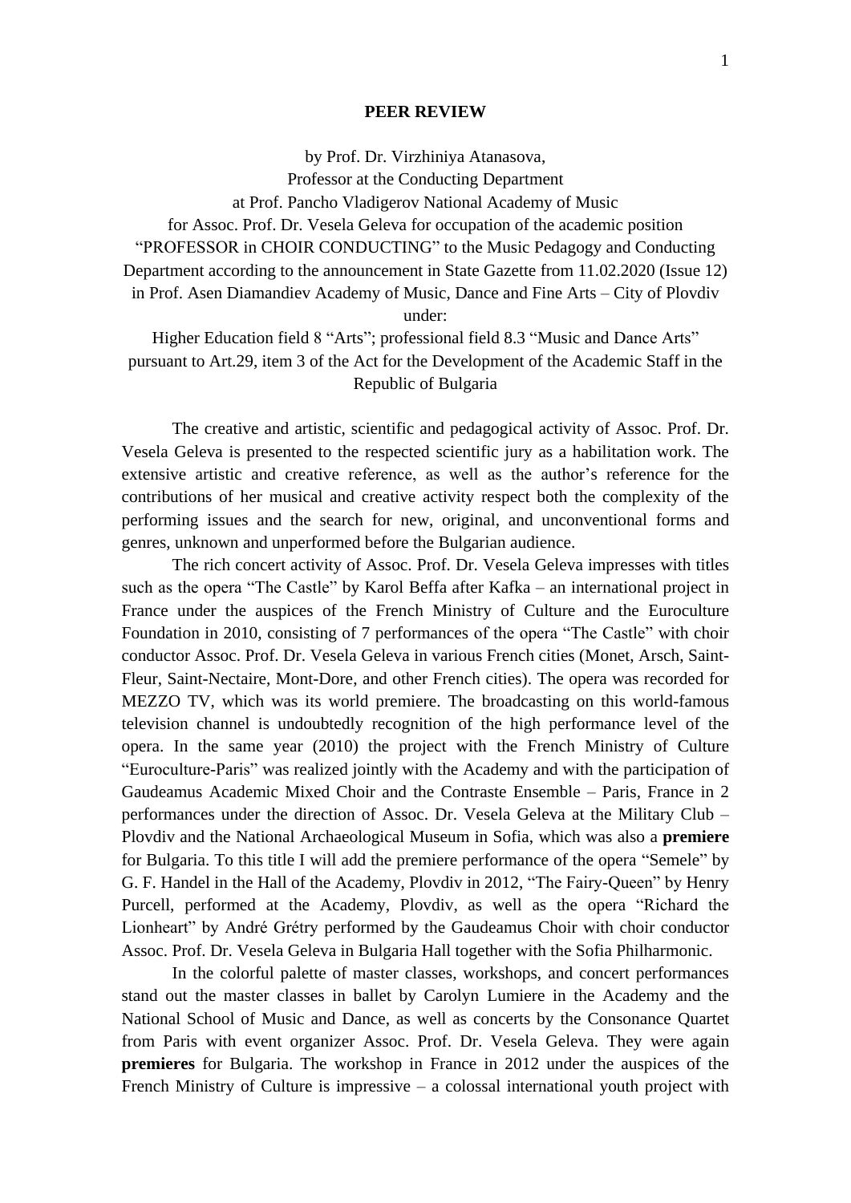# PEER REVIEW

by Prof. Dr. Virzhiniya Atanasova,
Professor at the Conducting Department
at Prof. Pancho Vladigerov National Academy of Music
for Assoc. Prof. Dr. Vesela Geleva for occupation of the academic position
"PROFESSOR in CHOIR CONDUCTING" to the Music Pedagogy and Conducting Department according to the announcement in State Gazette from 11.02.2020 (Issue 12) in Prof. Asen Diamandiev Academy of Music, Dance and Fine Arts – City of Plovdiv under:
Higher Education field 8 "Arts"; professional field 8.3 "Music and Dance Arts" pursuant to Art.29, item 3 of the Act for the Development of the Academic Staff in the Republic of Bulgaria

The creative and artistic, scientific and pedagogical activity of Assoc. Prof. Dr. Vesela Geleva is presented to the respected scientific jury as a habilitation work. The extensive artistic and creative reference, as well as the author's reference for the contributions of her musical and creative activity respect both the complexity of the performing issues and the search for new, original, and unconventional forms and genres, unknown and unperformed before the Bulgarian audience.

The rich concert activity of Assoc. Prof. Dr. Vesela Geleva impresses with titles such as the opera "The Castle" by Karol Beffa after Kafka – an international project in France under the auspices of the French Ministry of Culture and the Euroculture Foundation in 2010, consisting of 7 performances of the opera "The Castle" with choir conductor Assoc. Prof. Dr. Vesela Geleva in various French cities (Monet, Arsch, Saint-Fleur, Saint-Nectaire, Mont-Dore, and other French cities). The opera was recorded for MEZZO TV, which was its world premiere. The broadcasting on this world-famous television channel is undoubtedly recognition of the high performance level of the opera. In the same year (2010) the project with the French Ministry of Culture "Euroculture-Paris" was realized jointly with the Academy and with the participation of Gaudeamus Academic Mixed Choir and the Contraste Ensemble – Paris, France in 2 performances under the direction of Assoc. Dr. Vesela Geleva at the Military Club – Plovdiv and the National Archaeological Museum in Sofia, which was also a **premiere** for Bulgaria. To this title I will add the premiere performance of the opera "Semele" by G. F. Handel in the Hall of the Academy, Plovdiv in 2012, "The Fairy-Queen" by Henry Purcell, performed at the Academy, Plovdiv, as well as the opera "Richard the Lionheart" by André Grétry performed by the Gaudeamus Choir with choir conductor Assoc. Prof. Dr. Vesela Geleva in Bulgaria Hall together with the Sofia Philharmonic.

In the colorful palette of master classes, workshops, and concert performances stand out the master classes in ballet by Carolyn Lumiere in the Academy and the National School of Music and Dance, as well as concerts by the Consonance Quartet from Paris with event organizer Assoc. Prof. Dr. Vesela Geleva. They were again **premieres** for Bulgaria. The workshop in France in 2012 under the auspices of the French Ministry of Culture is impressive – a colossal international youth project with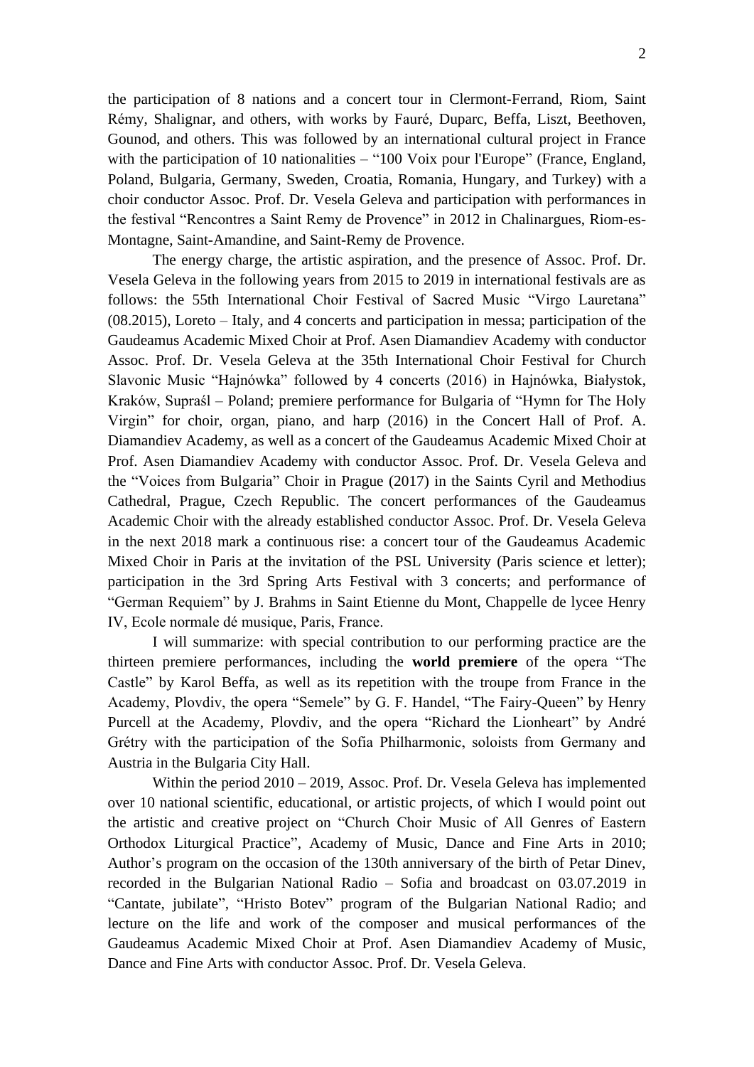the participation of 8 nations and a concert tour in Clermont-Ferrand, Riom, Saint Rémy, Shalignar, and others, with works by Fauré, Duparc, Beffa, Liszt, Beethoven, Gounod, and others. This was followed by an international cultural project in France with the participation of 10 nationalities – "100 Voix pour l'Europe" (France, England, Poland, Bulgaria, Germany, Sweden, Croatia, Romania, Hungary, and Turkey) with a choir conductor Assoc. Prof. Dr. Vesela Geleva and participation with performances in the festival "Rencontres a Saint Remy de Provence" in 2012 in Chalinargues, Riom-es-Montagne, Saint-Amandine, and Saint-Remy de Provence.

The energy charge, the artistic aspiration, and the presence of Assoc. Prof. Dr. Vesela Geleva in the following years from 2015 to 2019 in international festivals are as follows: the 55th International Choir Festival of Sacred Music "Virgo Lauretana" (08.2015), Loreto – Italy, and 4 concerts and participation in messa; participation of the Gaudeamus Academic Mixed Choir at Prof. Asen Diamandiev Academy with conductor Assoc. Prof. Dr. Vesela Geleva at the 35th International Choir Festival for Church Slavonic Music "Hajnówka" followed by 4 concerts (2016) in Hajnówka, Białystok, Kraków, Supraśl – Poland; premiere performance for Bulgaria of "Hymn for The Holy Virgin" for choir, organ, piano, and harp (2016) in the Concert Hall of Prof. A. Diamandiev Academy, as well as a concert of the Gaudeamus Academic Mixed Choir at Prof. Asen Diamandiev Academy with conductor Assoc. Prof. Dr. Vesela Geleva and the "Voices from Bulgaria" Choir in Prague (2017) in the Saints Cyril and Methodius Cathedral, Prague, Czech Republic. The concert performances of the Gaudeamus Academic Choir with the already established conductor Assoc. Prof. Dr. Vesela Geleva in the next 2018 mark a continuous rise: a concert tour of the Gaudeamus Academic Mixed Choir in Paris at the invitation of the PSL University (Paris science et letter); participation in the 3rd Spring Arts Festival with 3 concerts; and performance of "German Requiem" by J. Brahms in Saint Etienne du Mont, Chappelle de lycee Henry IV, Ecole normale dé musique, Paris, France.

I will summarize: with special contribution to our performing practice are the thirteen premiere performances, including the **world premiere** of the opera "The Castle" by Karol Beffa, as well as its repetition with the troupe from France in the Academy, Plovdiv, the opera "Semele" by G. F. Handel, "The Fairy-Queen" by Henry Purcell at the Academy, Plovdiv, and the opera "Richard the Lionheart" by André Grétry with the participation of the Sofia Philharmonic, soloists from Germany and Austria in the Bulgaria City Hall.

Within the period 2010 – 2019, Assoc. Prof. Dr. Vesela Geleva has implemented over 10 national scientific, educational, or artistic projects, of which I would point out the artistic and creative project on "Church Choir Music of All Genres of Eastern Orthodox Liturgical Practice", Academy of Music, Dance and Fine Arts in 2010; Author's program on the occasion of the 130th anniversary of the birth of Petar Dinev, recorded in the Bulgarian National Radio – Sofia and broadcast on 03.07.2019 in "Cantate, jubilate", "Hristo Botev" program of the Bulgarian National Radio; and lecture on the life and work of the composer and musical performances of the Gaudeamus Academic Mixed Choir at Prof. Asen Diamandiev Academy of Music, Dance and Fine Arts with conductor Assoc. Prof. Dr. Vesela Geleva.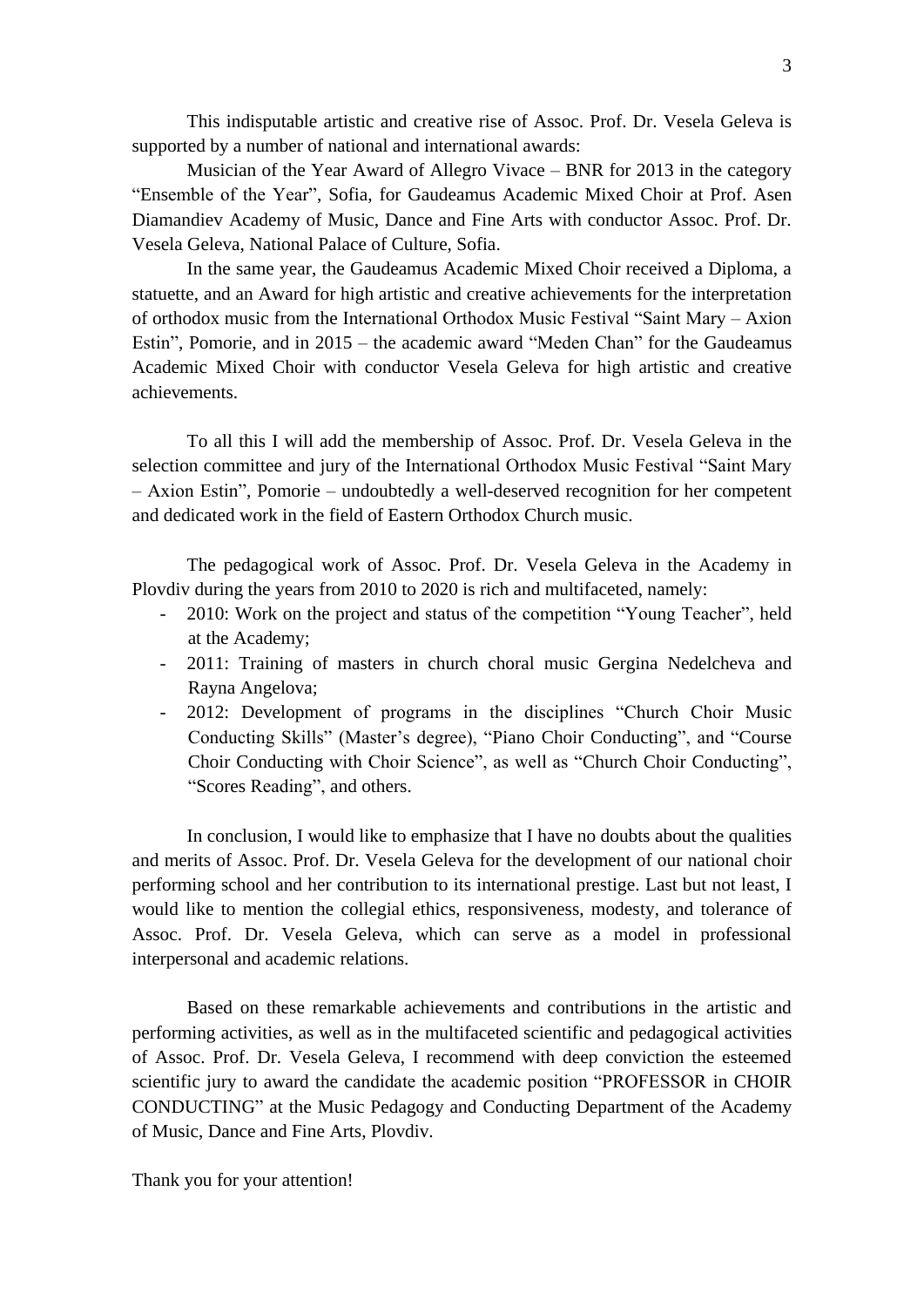This indisputable artistic and creative rise of Assoc. Prof. Dr. Vesela Geleva is supported by a number of national and international awards:

Musician of the Year Award of Allegro Vivace – BNR for 2013 in the category "Ensemble of the Year", Sofia, for Gaudeamus Academic Mixed Choir at Prof. Asen Diamandiev Academy of Music, Dance and Fine Arts with conductor Assoc. Prof. Dr. Vesela Geleva, National Palace of Culture, Sofia.

In the same year, the Gaudeamus Academic Mixed Choir received a Diploma, a statuette, and an Award for high artistic and creative achievements for the interpretation of orthodox music from the International Orthodox Music Festival "Saint Mary – Axion Estin", Pomorie, and in 2015 – the academic award "Meden Chan" for the Gaudeamus Academic Mixed Choir with conductor Vesela Geleva for high artistic and creative achievements.

To all this I will add the membership of Assoc. Prof. Dr. Vesela Geleva in the selection committee and jury of the International Orthodox Music Festival "Saint Mary – Axion Estin", Pomorie – undoubtedly a well-deserved recognition for her competent and dedicated work in the field of Eastern Orthodox Church music.

The pedagogical work of Assoc. Prof. Dr. Vesela Geleva in the Academy in Plovdiv during the years from 2010 to 2020 is rich and multifaceted, namely:

- 2010: Work on the project and status of the competition "Young Teacher", held at the Academy;
- 2011: Training of masters in church choral music Gergina Nedelcheva and Rayna Angelova;
- 2012: Development of programs in the disciplines "Church Choir Music Conducting Skills" (Master's degree), "Piano Choir Conducting", and "Course Choir Conducting with Choir Science", as well as "Church Choir Conducting", "Scores Reading", and others.

In conclusion, I would like to emphasize that I have no doubts about the qualities and merits of Assoc. Prof. Dr. Vesela Geleva for the development of our national choir performing school and her contribution to its international prestige. Last but not least, I would like to mention the collegial ethics, responsiveness, modesty, and tolerance of Assoc. Prof. Dr. Vesela Geleva, which can serve as a model in professional interpersonal and academic relations.

Based on these remarkable achievements and contributions in the artistic and performing activities, as well as in the multifaceted scientific and pedagogical activities of Assoc. Prof. Dr. Vesela Geleva, I recommend with deep conviction the esteemed scientific jury to award the candidate the academic position "PROFESSOR in CHOIR CONDUCTING" at the Music Pedagogy and Conducting Department of the Academy of Music, Dance and Fine Arts, Plovdiv.

Thank you for your attention!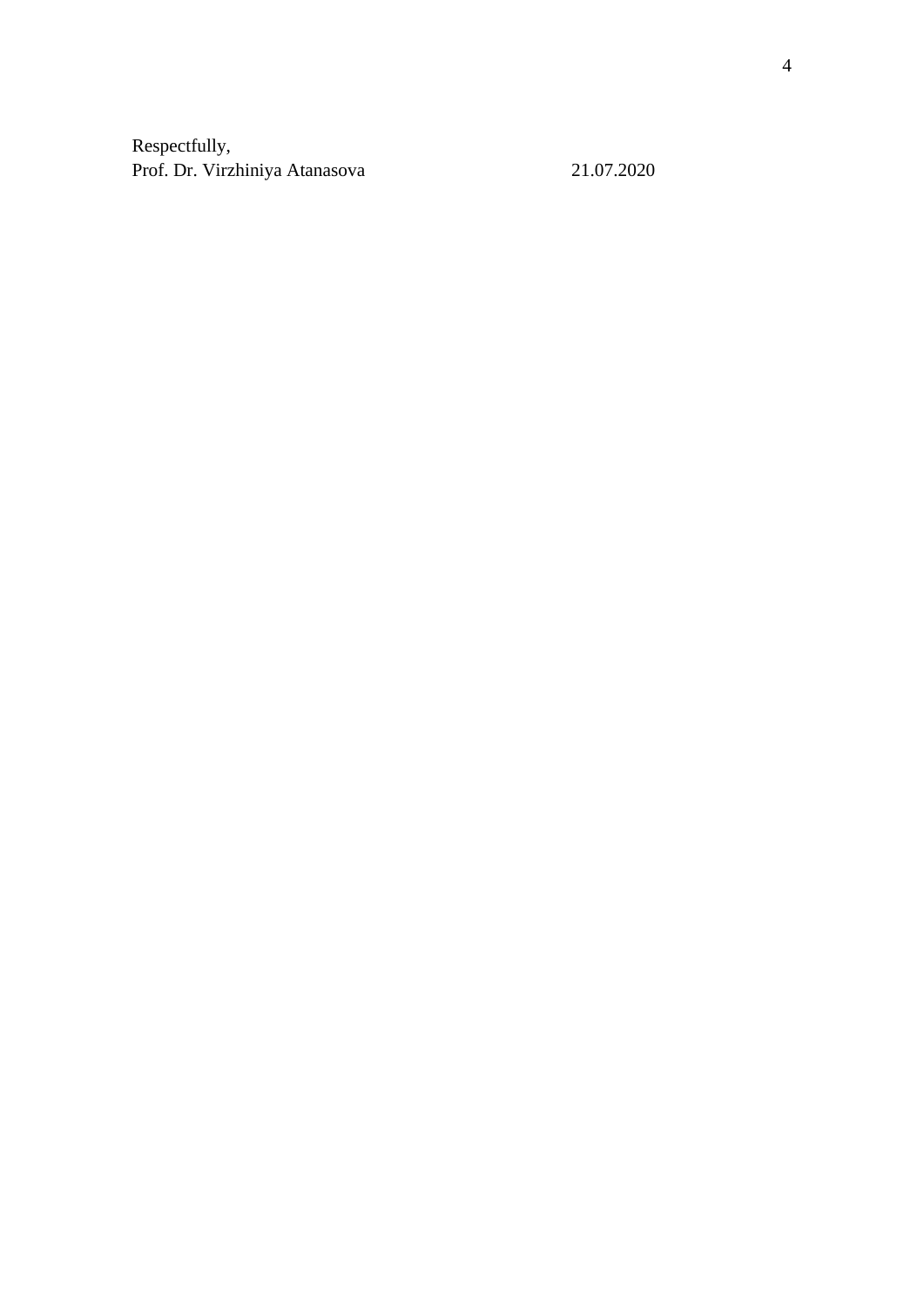Respectfully,

Prof. Dr. Virzhiniya Atanasova 21.07.2020